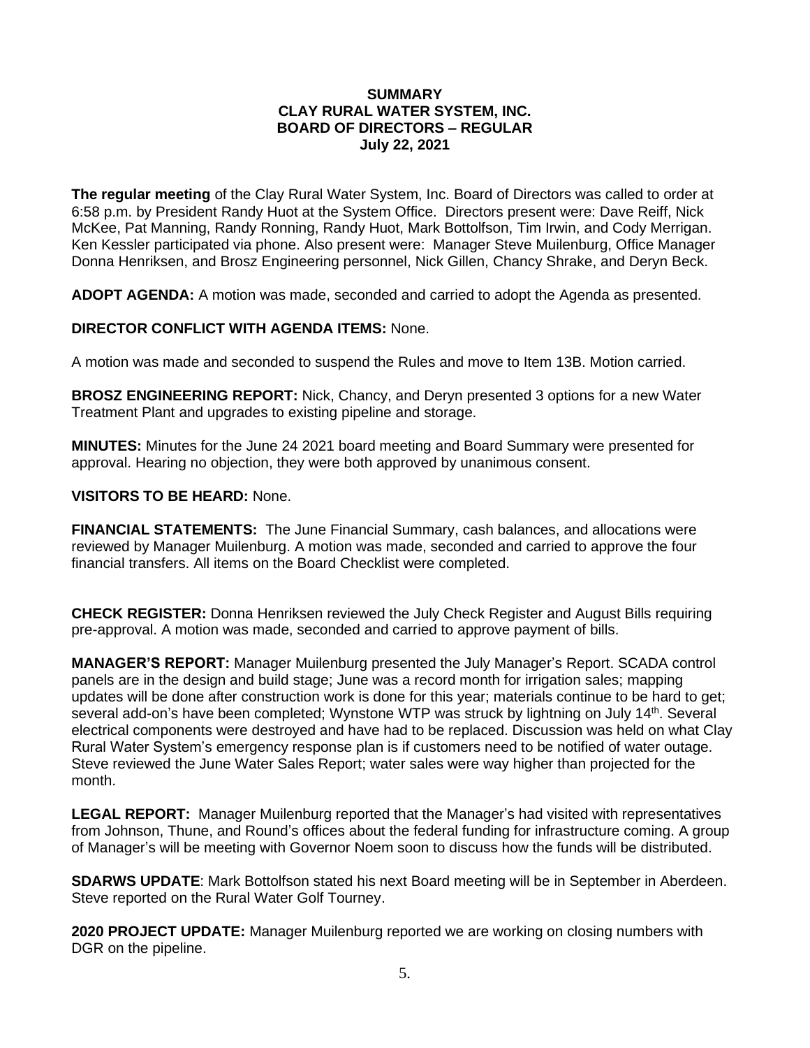# SUMMARY
# CLAY RURAL WATER SYSTEM, INC.
# BOARD OF DIRECTORS – REGULAR
# July 22, 2021

**The regular meeting** of the Clay Rural Water System, Inc. Board of Directors was called to order at 6:58 p.m. by President Randy Huot at the System Office. Directors present were: Dave Reiff, Nick McKee, Pat Manning, Randy Ronning, Randy Huot, Mark Bottolfson, Tim Irwin, and Cody Merrigan. Ken Kessler participated via phone. Also present were: Manager Steve Muilenburg, Office Manager Donna Henriksen, and Brosz Engineering personnel, Nick Gillen, Chancy Shrake, and Deryn Beck.

**ADOPT AGENDA:** A motion was made, seconded and carried to adopt the Agenda as presented.

**DIRECTOR CONFLICT WITH AGENDA ITEMS:** None.

A motion was made and seconded to suspend the Rules and move to Item 13B. Motion carried.

**BROSZ ENGINEERING REPORT:** Nick, Chancy, and Deryn presented 3 options for a new Water Treatment Plant and upgrades to existing pipeline and storage.

**MINUTES:** Minutes for the June 24 2021 board meeting and Board Summary were presented for approval. Hearing no objection, they were both approved by unanimous consent.

**VISITORS TO BE HEARD:** None.

**FINANCIAL STATEMENTS:** The June Financial Summary, cash balances, and allocations were reviewed by Manager Muilenburg. A motion was made, seconded and carried to approve the four financial transfers. All items on the Board Checklist were completed.

**CHECK REGISTER:** Donna Henriksen reviewed the July Check Register and August Bills requiring pre-approval. A motion was made, seconded and carried to approve payment of bills.

**MANAGER'S REPORT:** Manager Muilenburg presented the July Manager's Report. SCADA control panels are in the design and build stage; June was a record month for irrigation sales; mapping updates will be done after construction work is done for this year; materials continue to be hard to get; several add-on's have been completed; Wynstone WTP was struck by lightning on July 14th. Several electrical components were destroyed and have had to be replaced. Discussion was held on what Clay Rural Water System's emergency response plan is if customers need to be notified of water outage. Steve reviewed the June Water Sales Report; water sales were way higher than projected for the month.

**LEGAL REPORT:** Manager Muilenburg reported that the Manager's had visited with representatives from Johnson, Thune, and Round's offices about the federal funding for infrastructure coming. A group of Manager's will be meeting with Governor Noem soon to discuss how the funds will be distributed.

**SDARWS UPDATE**: Mark Bottolfson stated his next Board meeting will be in September in Aberdeen. Steve reported on the Rural Water Golf Tourney.

**2020 PROJECT UPDATE:** Manager Muilenburg reported we are working on closing numbers with DGR on the pipeline.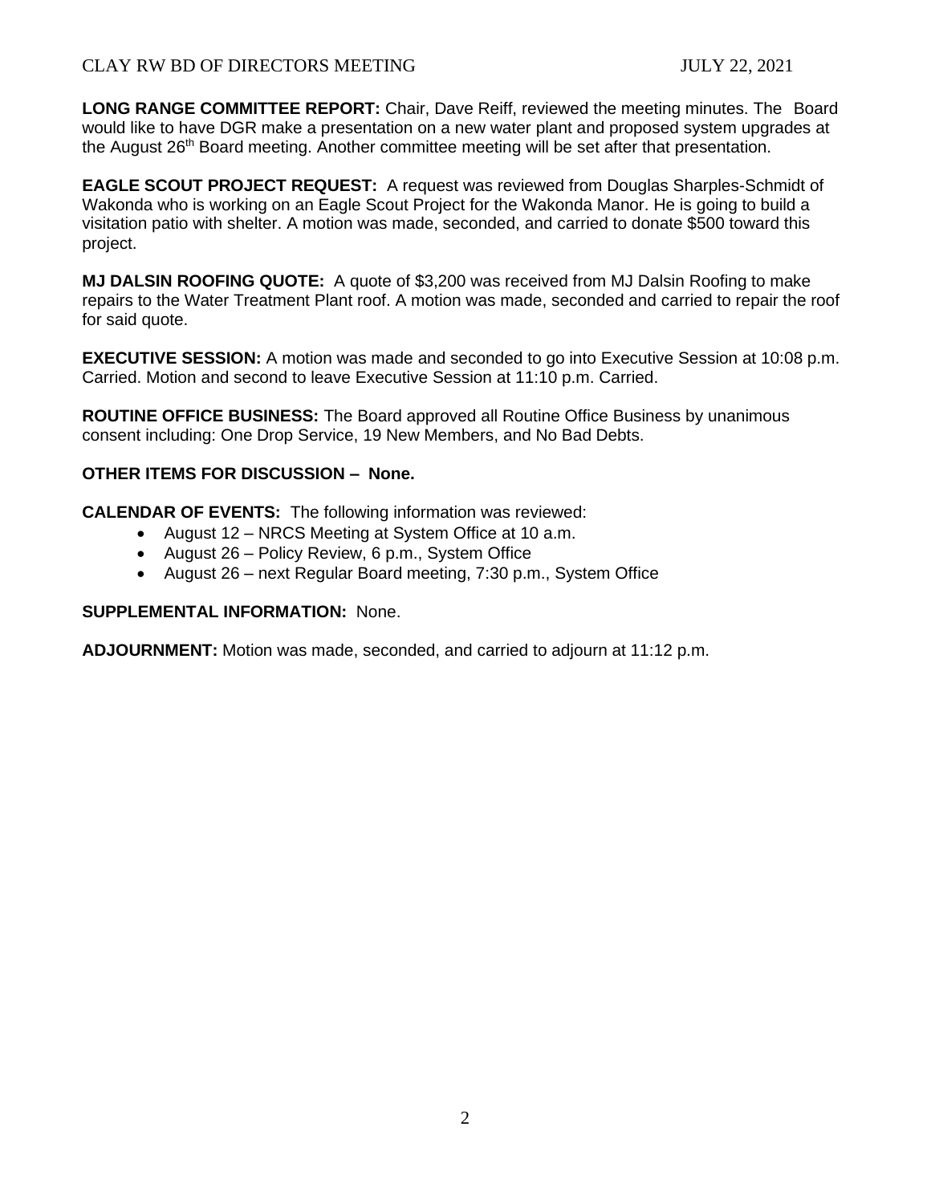**LONG RANGE COMMITTEE REPORT:** Chair, Dave Reiff, reviewed the meeting minutes. The Board would like to have DGR make a presentation on a new water plant and proposed system upgrades at the August 26th Board meeting. Another committee meeting will be set after that presentation.

**EAGLE SCOUT PROJECT REQUEST:** A request was reviewed from Douglas Sharples-Schmidt of Wakonda who is working on an Eagle Scout Project for the Wakonda Manor. He is going to build a visitation patio with shelter. A motion was made, seconded, and carried to donate $500 toward this project.

**MJ DALSIN ROOFING QUOTE:** A quote of $3,200 was received from MJ Dalsin Roofing to make repairs to the Water Treatment Plant roof. A motion was made, seconded and carried to repair the roof for said quote.

**EXECUTIVE SESSION:** A motion was made and seconded to go into Executive Session at 10:08 p.m. Carried. Motion and second to leave Executive Session at 11:10 p.m. Carried.

**ROUTINE OFFICE BUSINESS:** The Board approved all Routine Office Business by unanimous consent including: One Drop Service, 19 New Members, and No Bad Debts.

**OTHER ITEMS FOR DISCUSSION – None.**

**CALENDAR OF EVENTS:** The following information was reviewed:

- August 12 – NRCS Meeting at System Office at 10 a.m.
- August 26 – Policy Review, 6 p.m., System Office
- August 26 – next Regular Board meeting, 7:30 p.m., System Office

**SUPPLEMENTAL INFORMATION:** None.

**ADJOURNMENT:** Motion was made, seconded, and carried to adjourn at 11:12 p.m.